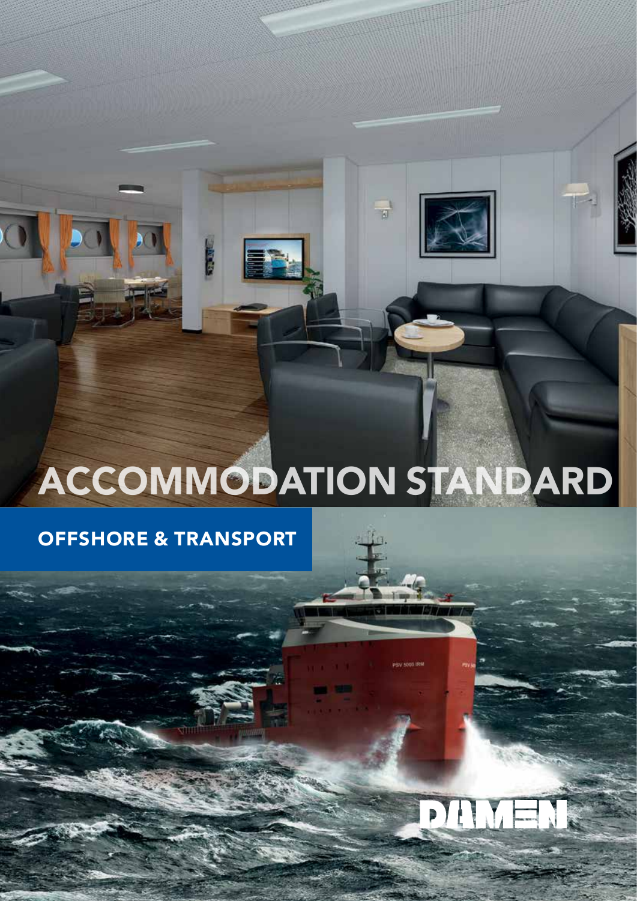# ACCOMMODATION STANDARD

## OFFSHORE & TRANSPORT

DAMEN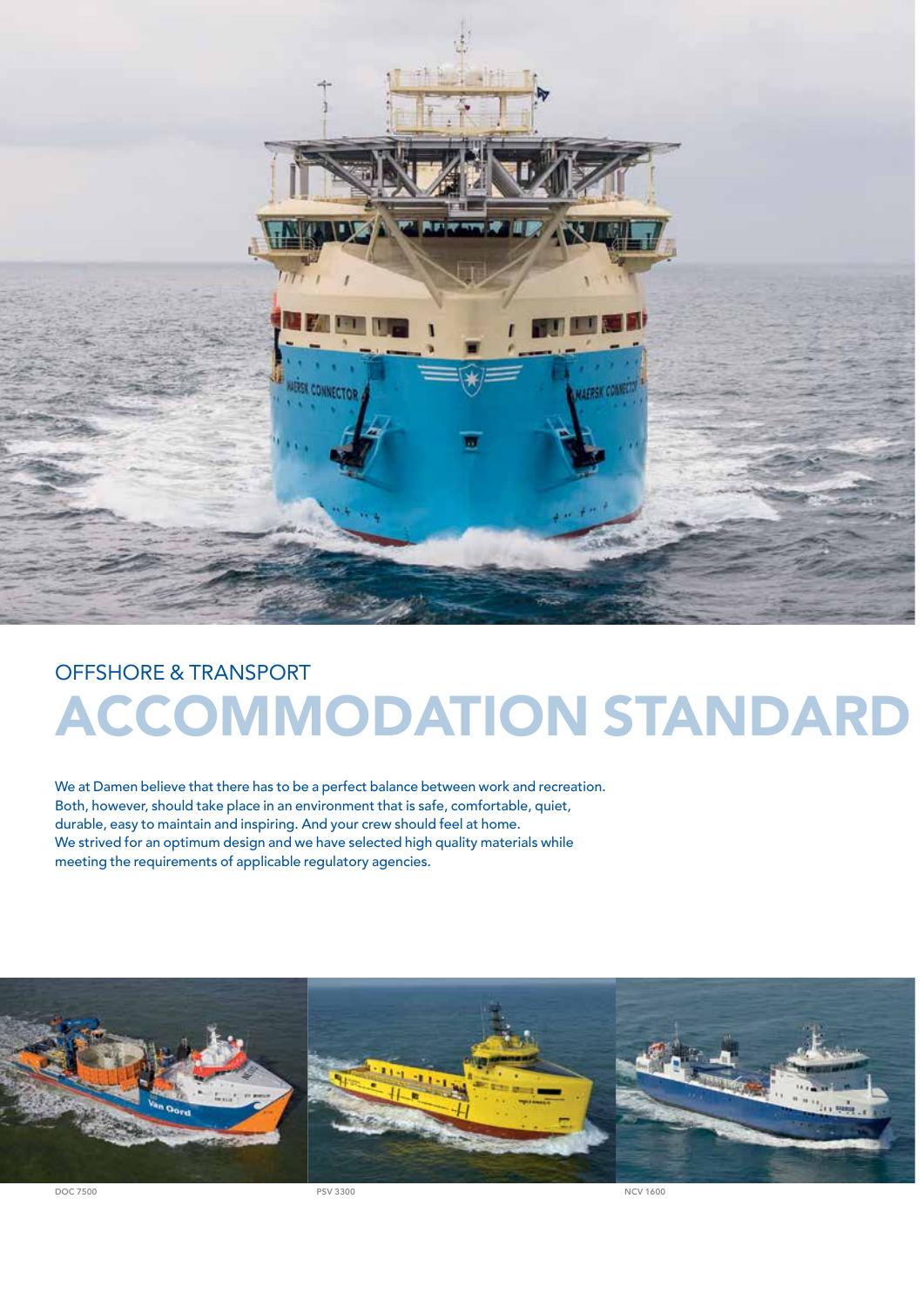OFFSHORE & TRANSPORT

# ACCOMMODATION STANDARD

We at Damen believe that there has to be a perfect balance between work and recreation. Both, however, should take place in an environment that is safe, comfortable, quiet, durable, easy to maintain and inspiring. And your crew should feel at home. We strived for an optimum design and we have selected high quality materials while meeting the requirements of applicable regulatory agencies.

DOC 7500

PSV 3300

NCV 1600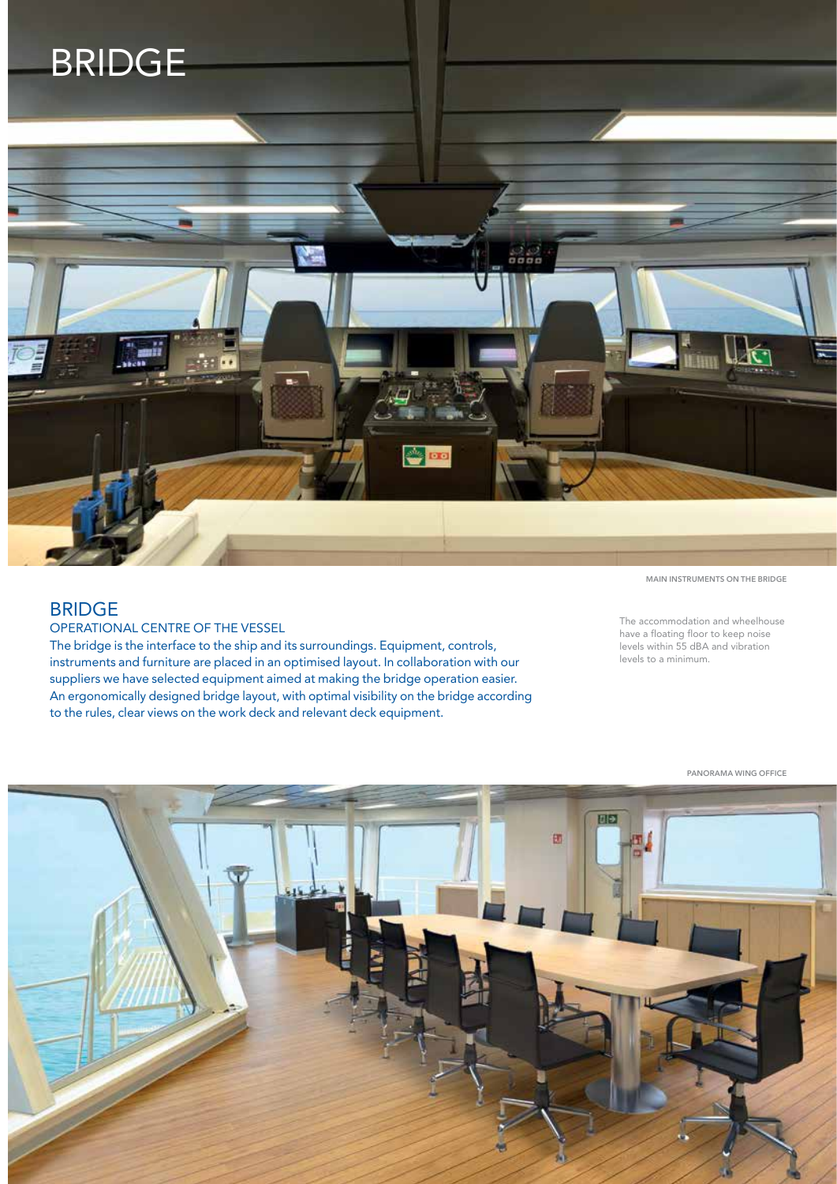# BRIDGE

MAIN INSTRUMENTS ON THE BRIDGE

## BRIDGE

### OPERATIONAL CENTRE OF THE VESSEL

The bridge is the interface to the ship and its surroundings. Equipment, controls, instruments and furniture are placed in an optimised layout. In collaboration with our suppliers we have selected equipment aimed at making the bridge operation easier. An ergonomically designed bridge layout, with optimal visibility on the bridge according to the rules, clear views on the work deck and relevant deck equipment.

The accommodation and wheelhouse have a floating floor to keep noise levels within 55 dBA and vibration levels to a minimum.

PANORAMA WING OFFICE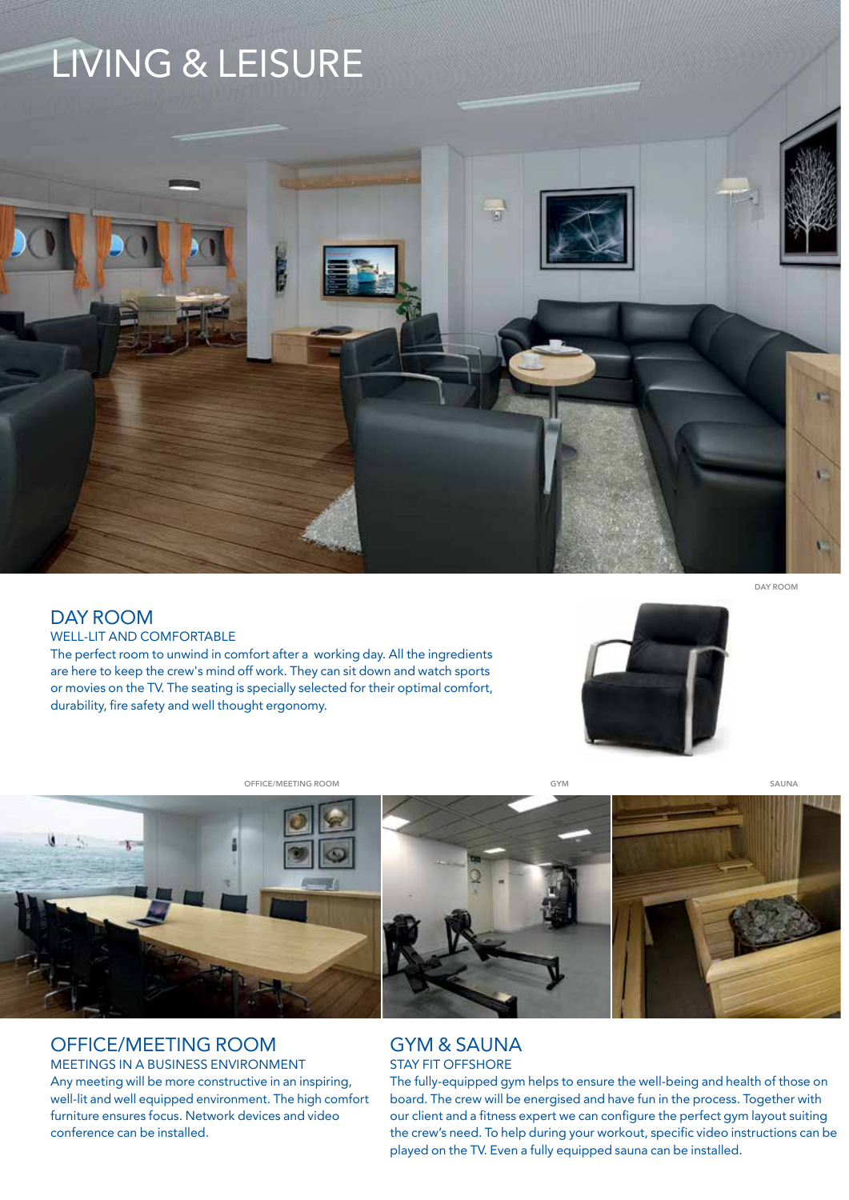# LIVING & LEISURE

DAY ROOM

## DAY ROOM

WELL-LIT AND COMFORTABLE

The perfect room to unwind in comfort after a working day. All the ingredients are here to keep the crew's mind off work. They can sit down and watch sports or movies on the TV. The seating is specially selected for their optimal comfort, durability, fire safety and well thought ergonomy.

OFFICE/MEETING ROOM

GYM

SAUNA

## OFFICE/MEETING ROOM

MEETINGS IN A BUSINESS ENVIRONMENT

Any meeting will be more constructive in an inspiring, well-lit and well equipped environment. The high comfort furniture ensures focus. Network devices and video conference can be installed.

## GYM & SAUNA

STAY FIT OFFSHORE

The fully-equipped gym helps to ensure the well-being and health of those on board. The crew will be energised and have fun in the process. Together with our client and a fitness expert we can configure the perfect gym layout suiting the crew's need. To help during your workout, specific video instructions can be played on the TV. Even a fully equipped sauna can be installed.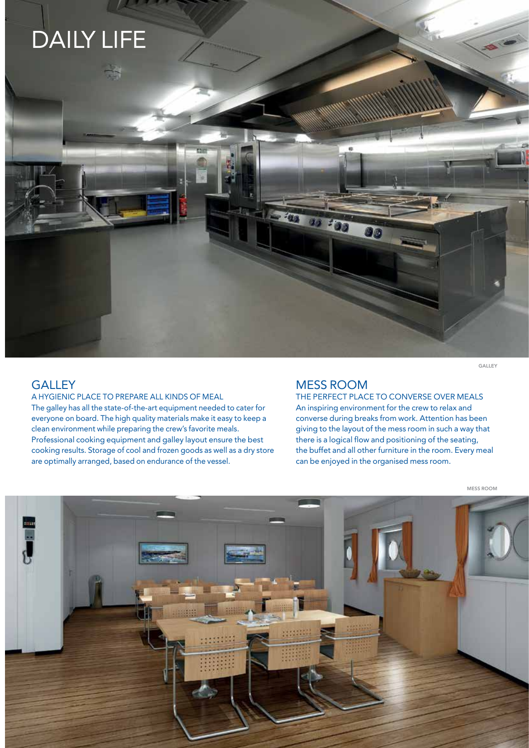# DAILY LIFE

GALLEY

## GALLEY

A HYGIENIC PLACE TO PREPARE ALL KINDS OF MEAL

The galley has all the state-of-the-art equipment needed to cater for everyone on board. The high quality materials make it easy to keep a clean environment while preparing the crew's favorite meals. Professional cooking equipment and galley layout ensure the best cooking results. Storage of cool and frozen goods as well as a dry store are optimally arranged, based on endurance of the vessel.

## MESS ROOM

THE PERFECT PLACE TO CONVERSE OVER MEALS

An inspiring environment for the crew to relax and converse during breaks from work. Attention has been giving to the layout of the mess room in such a way that there is a logical flow and positioning of the seating, the buffet and all other furniture in the room. Every meal can be enjoyed in the organised mess room.

MESS ROOM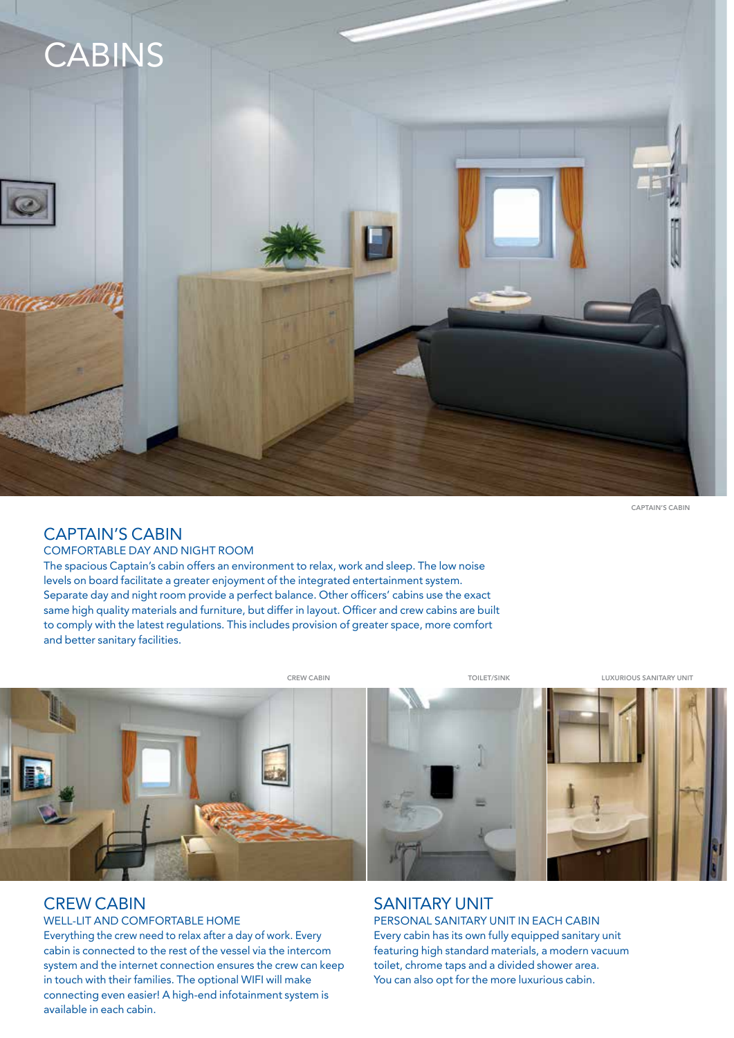# CABINS

CAPTAIN'S CABIN

## CAPTAIN'S CABIN

### COMFORTABLE DAY AND NIGHT ROOM

The spacious Captain's cabin offers an environment to relax, work and sleep. The low noise levels on board facilitate a greater enjoyment of the integrated entertainment system. Separate day and night room provide a perfect balance. Other officers' cabins use the exact same high quality materials and furniture, but differ in layout. Officer and crew cabins are built to comply with the latest regulations. This includes provision of greater space, more comfort and better sanitary facilities.

CREW CABIN

TOILET/SINK

LUXURIOUS SANITARY UNIT

## CREW CABIN

### WELL-LIT AND COMFORTABLE HOME

Everything the crew need to relax after a day of work. Every cabin is connected to the rest of the vessel via the intercom system and the internet connection ensures the crew can keep in touch with their families. The optional WIFI will make connecting even easier! A high-end infotainment system is available in each cabin.

## SANITARY UNIT

### PERSONAL SANITARY UNIT IN EACH CABIN

Every cabin has its own fully equipped sanitary unit featuring high standard materials, a modern vacuum toilet, chrome taps and a divided shower area. You can also opt for the more luxurious cabin.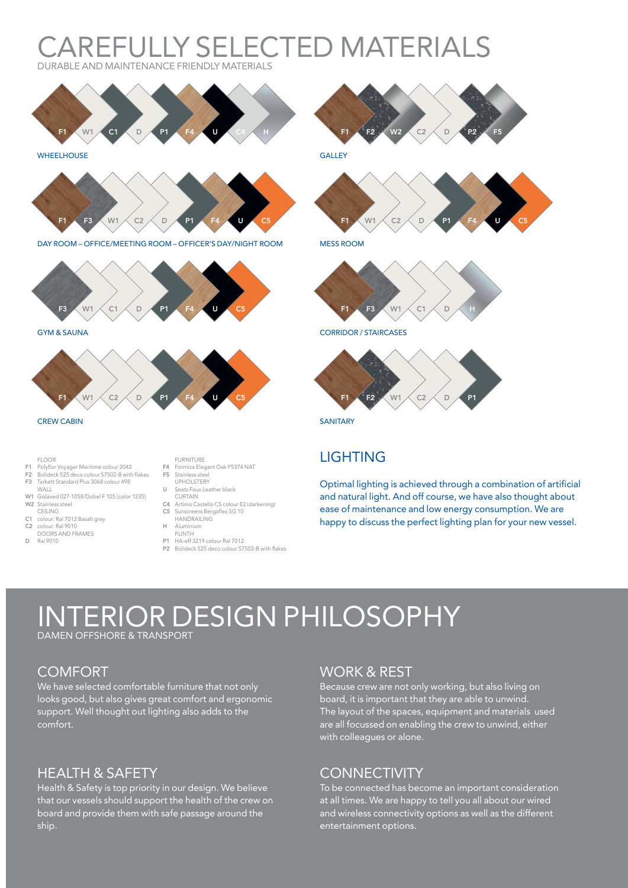# CAREFULLY SELECTED MATERIALS

DURABLE AND MAINTENANCE FRIENDLY MATERIALS

F1 W1 C1 D P1 F4 U C4 H

WHEELHOUSE

F1 F2 W2 C2 D P2 F5

GALLEY

F1 F3 W1 C2 D P1 F4 U C5

DAY ROOM – OFFICE/MEETING ROOM – OFFICER'S DAY/NIGHT ROOM

F1 W1 C2 D P1 F4 U C5

MESS ROOM

F3 W1 C1 D P1 F4 U C5

GYM & SAUNA

F1 F3 W1 C1 D H

CORRIDOR / STAIRCASES

F1 W1 C2 D P1 F4 U C5

CREW CABIN

F1 F2 W1 C2 D P1

SANITARY

FLOOR
- F1 Polyflor Voyager Maritime colour 2042
- F2 Bolideck 525 deco colour S7502-B with flakes
- F3 Tarkett Standard Plus 3068 colour 498

WALL
- W1 Gislaved 027-1058/Dobel F 105 (color 1235)
- W2 Stainless steel

CEILING
- C1 colour: Ral 7012 Basalt grey
- C2 colour: Ral 9010

DOORS AND FRAMES
- D Ral 9010

FURNITURE
- F4 Formica Elegant Oak F5374 NAT
- F5 Stainless steel

UPHOLSTERY
- U Seats Faux Leather black

CURTAIN
- C4 Artimo Castello CS colour E2 (darkening)
- C5 Sunscreens Bergaflex SG 10

HANDRAILING
- H Aluminium

PLINTH
- P1 HA-eff 3219 colour Ral 7012
- P2 Bolideck 525 deco colour S7502-B with flakes

## LIGHTING

Optimal lighting is achieved through a combination of artificial and natural light. And off course, we have also thought about ease of maintenance and low energy consumption. We are happy to discuss the perfect lighting plan for your new vessel.

# INTERIOR DESIGN PHILOSOPHY

DAMEN OFFSHORE & TRANSPORT

## COMFORT

We have selected comfortable furniture that not only looks good, but also gives great comfort and ergonomic support. Well thought out lighting also adds to the comfort.

## WORK & REST

Because crew are not only working, but also living on board, it is important that they are able to unwind. The layout of the spaces, equipment and materials used are all focussed on enabling the crew to unwind, either with colleagues or alone.

## HEALTH & SAFETY

Health & Safety is top priority in our design. We believe that our vessels should support the health of the crew on board and provide them with safe passage around the ship.

## CONNECTIVITY

To be connected has become an important consideration at all times. We are happy to tell you all about our wired and wireless connectivity options as well as the different entertainment options.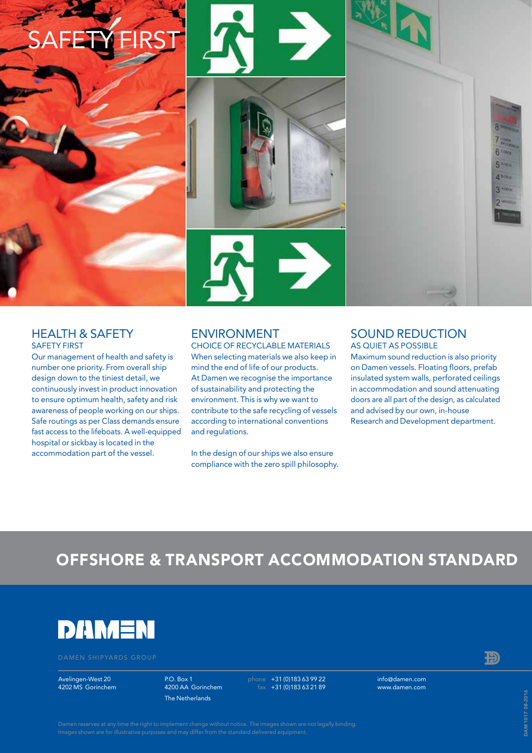# SAFETY FIRST

## HEALTH & SAFETY

### SAFETY FIRST

Our management of health and safety is number one priority. From overall ship design down to the tiniest detail, we continuously invest in product innovation to ensure optimum health, safety and risk awareness of people working on our ships. Safe routings as per Class demands ensure fast access to the lifeboats. A well-equipped hospital or sickbay is located in the accommodation part of the vessel.

## ENVIRONMENT

### CHOICE OF RECYCLABLE MATERIALS

When selecting materials we also keep in mind the end of life of our products. At Damen we recognise the importance of sustainability and protecting the environment. This is why we want to contribute to the safe recycling of vessels according to international conventions and regulations.

In the design of our ships we also ensure compliance with the zero spill philosophy.

## SOUND REDUCTION

### AS QUIET AS POSSIBLE

Maximum sound reduction is also priority on Damen vessels. Floating floors, prefab insulated system walls, perforated ceilings in accommodation and sound attenuating doors are all part of the design, as calculated and advised by our own, in-house Research and Development department.

# OFFSHORE & TRANSPORT ACCOMMODATION STANDARD

DAMEN

DAMEN SHIPYARDS GROUP

Avelingen-West 20
4202 MS Gorinchem

P.O. Box 1
4200 AA Gorinchem
The Netherlands

phone +31 (0)183 63 99 22
fax +31 (0)183 63 21 89

info@damen.com
www.damen.com

Damen reserves at any time the right to implement change without notice. The images shown are not legally binding. Images shown are for illustrative purposes and may differ from the standard delivered equipment.

DAM 1017 08-2016